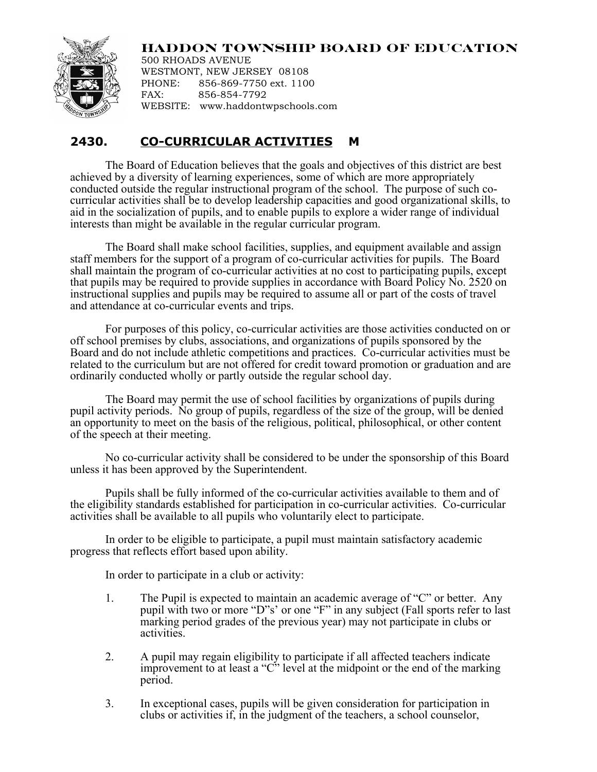**HADDON TOWNSHIP BOARD OF EDUCATION**
500 RHOADS AVENUE
WESTMONT, NEW JERSEY 08108
PHONE: 856-869-7750 ext. 1100
FAX: 856-854-7792
WEBSITE: www.haddontwpschools.com

## 2430. CO-CURRICULAR ACTIVITIES M

The Board of Education believes that the goals and objectives of this district are best achieved by a diversity of learning experiences, some of which are more appropriately conducted outside the regular instructional program of the school. The purpose of such co-curricular activities shall be to develop leadership capacities and good organizational skills, to aid in the socialization of pupils, and to enable pupils to explore a wider range of individual interests than might be available in the regular curricular program.

The Board shall make school facilities, supplies, and equipment available and assign staff members for the support of a program of co-curricular activities for pupils. The Board shall maintain the program of co-curricular activities at no cost to participating pupils, except that pupils may be required to provide supplies in accordance with Board Policy No. 2520 on instructional supplies and pupils may be required to assume all or part of the costs of travel and attendance at co-curricular events and trips.

For purposes of this policy, co-curricular activities are those activities conducted on or off school premises by clubs, associations, and organizations of pupils sponsored by the Board and do not include athletic competitions and practices. Co-curricular activities must be related to the curriculum but are not offered for credit toward promotion or graduation and are ordinarily conducted wholly or partly outside the regular school day.

The Board may permit the use of school facilities by organizations of pupils during pupil activity periods. No group of pupils, regardless of the size of the group, will be denied an opportunity to meet on the basis of the religious, political, philosophical, or other content of the speech at their meeting.

No co-curricular activity shall be considered to be under the sponsorship of this Board unless it has been approved by the Superintendent.

Pupils shall be fully informed of the co-curricular activities available to them and of the eligibility standards established for participation in co-curricular activities. Co-curricular activities shall be available to all pupils who voluntarily elect to participate.

In order to be eligible to participate, a pupil must maintain satisfactory academic progress that reflects effort based upon ability.

In order to participate in a club or activity:

1. The Pupil is expected to maintain an academic average of "C" or better. Any pupil with two or more "D"s' or one "F" in any subject (Fall sports refer to last marking period grades of the previous year) may not participate in clubs or activities.

2. A pupil may regain eligibility to participate if all affected teachers indicate improvement to at least a "C" level at the midpoint or the end of the marking period.

3. In exceptional cases, pupils will be given consideration for participation in clubs or activities if, in the judgment of the teachers, a school counselor,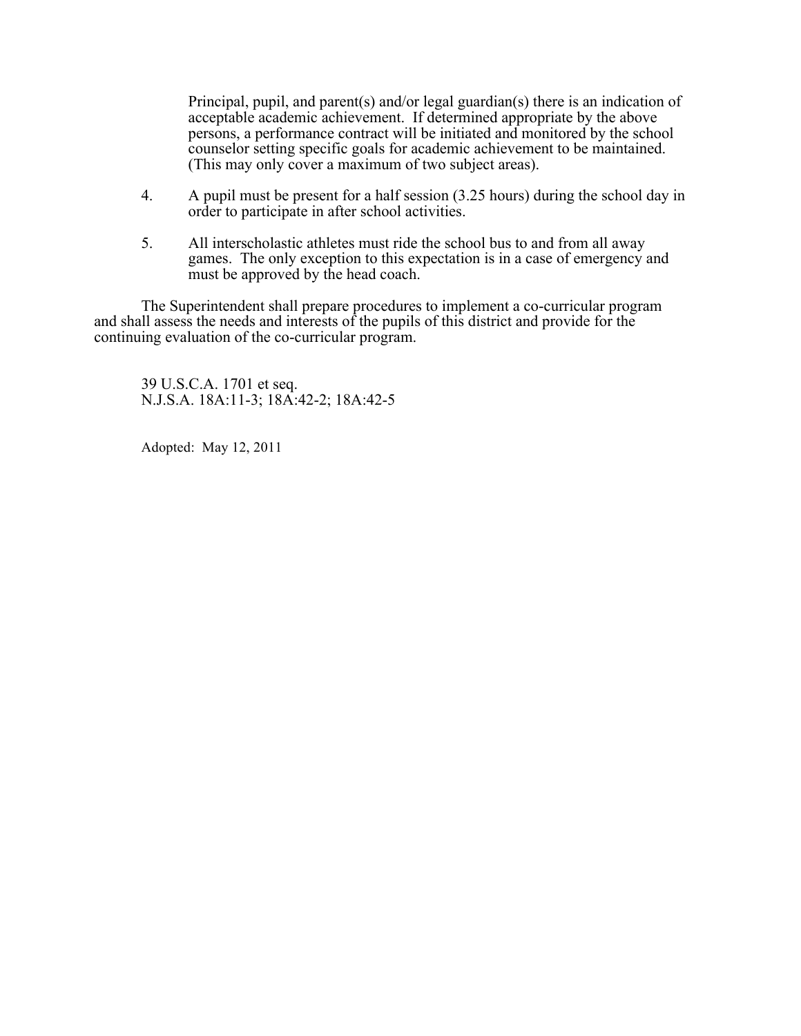Principal, pupil, and parent(s) and/or legal guardian(s) there is an indication of acceptable academic achievement. If determined appropriate by the above persons, a performance contract will be initiated and monitored by the school counselor setting specific goals for academic achievement to be maintained. (This may only cover a maximum of two subject areas).

4. A pupil must be present for a half session (3.25 hours) during the school day in order to participate in after school activities.

5. All interscholastic athletes must ride the school bus to and from all away games. The only exception to this expectation is in a case of emergency and must be approved by the head coach.

The Superintendent shall prepare procedures to implement a co-curricular program and shall assess the needs and interests of the pupils of this district and provide for the continuing evaluation of the co-curricular program.

39 U.S.C.A. 1701 et seq.
N.J.S.A. 18A:11-3; 18A:42-2; 18A:42-5

Adopted: May 12, 2011